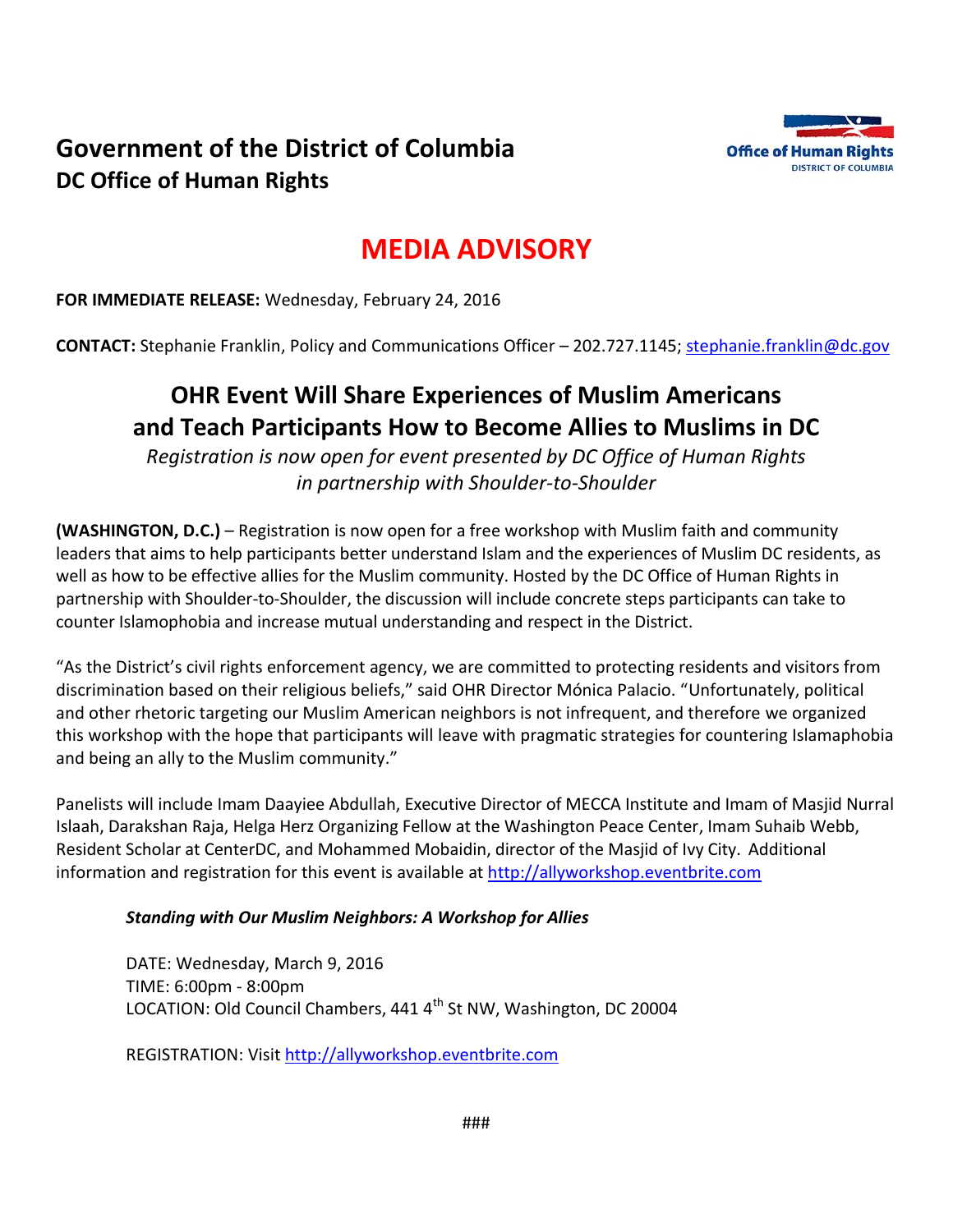# Government of the District of Columbia
## DC Office of Human Rights

Office of Human Rights
DISTRICT OF COLUMBIA

# MEDIA ADVISORY

**FOR IMMEDIATE RELEASE:** Wednesday, February 24, 2016

**CONTACT:** Stephanie Franklin, Policy and Communications Officer – 202.727.1145; stephanie.franklin@dc.gov

## OHR Event Will Share Experiences of Muslim Americans and Teach Participants How to Become Allies to Muslims in DC

*Registration is now open for event presented by DC Office of Human Rights in partnership with Shoulder-to-Shoulder*

**(WASHINGTON, D.C.)** – Registration is now open for a free workshop with Muslim faith and community leaders that aims to help participants better understand Islam and the experiences of Muslim DC residents, as well as how to be effective allies for the Muslim community. Hosted by the DC Office of Human Rights in partnership with Shoulder-to-Shoulder, the discussion will include concrete steps participants can take to counter Islamophobia and increase mutual understanding and respect in the District.

"As the District's civil rights enforcement agency, we are committed to protecting residents and visitors from discrimination based on their religious beliefs," said OHR Director Mónica Palacio. "Unfortunately, political and other rhetoric targeting our Muslim American neighbors is not infrequent, and therefore we organized this workshop with the hope that participants will leave with pragmatic strategies for countering Islamaphobia and being an ally to the Muslim community."

Panelists will include Imam Daayiee Abdullah, Executive Director of MECCA Institute and Imam of Masjid Nurral Islaah, Darakshan Raja, Helga Herz Organizing Fellow at the Washington Peace Center, Imam Suhaib Webb, Resident Scholar at CenterDC, and Mohammed Mobaidin, director of the Masjid of Ivy City. Additional information and registration for this event is available at http://allyworkshop.eventbrite.com

***Standing with Our Muslim Neighbors: A Workshop for Allies***

DATE: Wednesday, March 9, 2016
TIME: 6:00pm - 8:00pm
LOCATION: Old Council Chambers, 441 4th St NW, Washington, DC 20004

REGISTRATION: Visit http://allyworkshop.eventbrite.com

###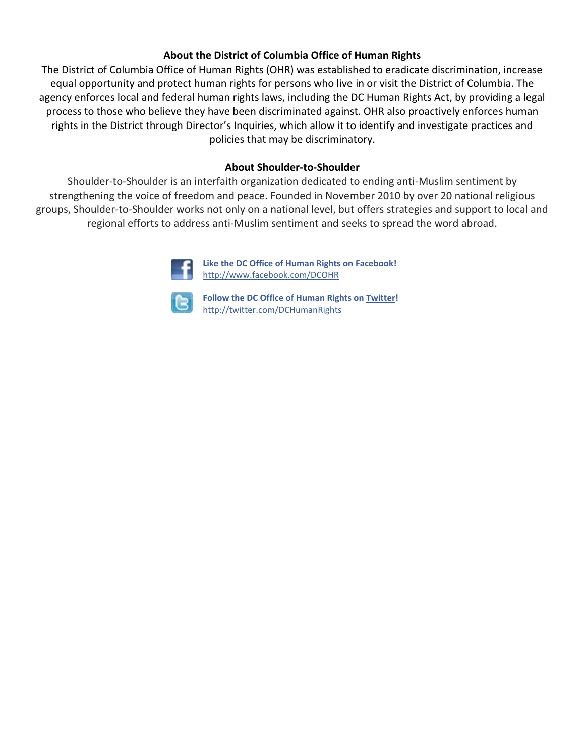**About the District of Columbia Office of Human Rights**

The District of Columbia Office of Human Rights (OHR) was established to eradicate discrimination, increase equal opportunity and protect human rights for persons who live in or visit the District of Columbia. The agency enforces local and federal human rights laws, including the DC Human Rights Act, by providing a legal process to those who believe they have been discriminated against. OHR also proactively enforces human rights in the District through Director's Inquiries, which allow it to identify and investigate practices and policies that may be discriminatory.

**About Shoulder-to-Shoulder**

Shoulder-to-Shoulder is an interfaith organization dedicated to ending anti-Muslim sentiment by strengthening the voice of freedom and peace. Founded in November 2010 by over 20 national religious groups, Shoulder-to-Shoulder works not only on a national level, but offers strategies and support to local and regional efforts to address anti-Muslim sentiment and seeks to spread the word abroad.

**Like the DC Office of Human Rights on Facebook!**
http://www.facebook.com/DCOHR

**Follow the DC Office of Human Rights on Twitter!**
http://twitter.com/DCHumanRights